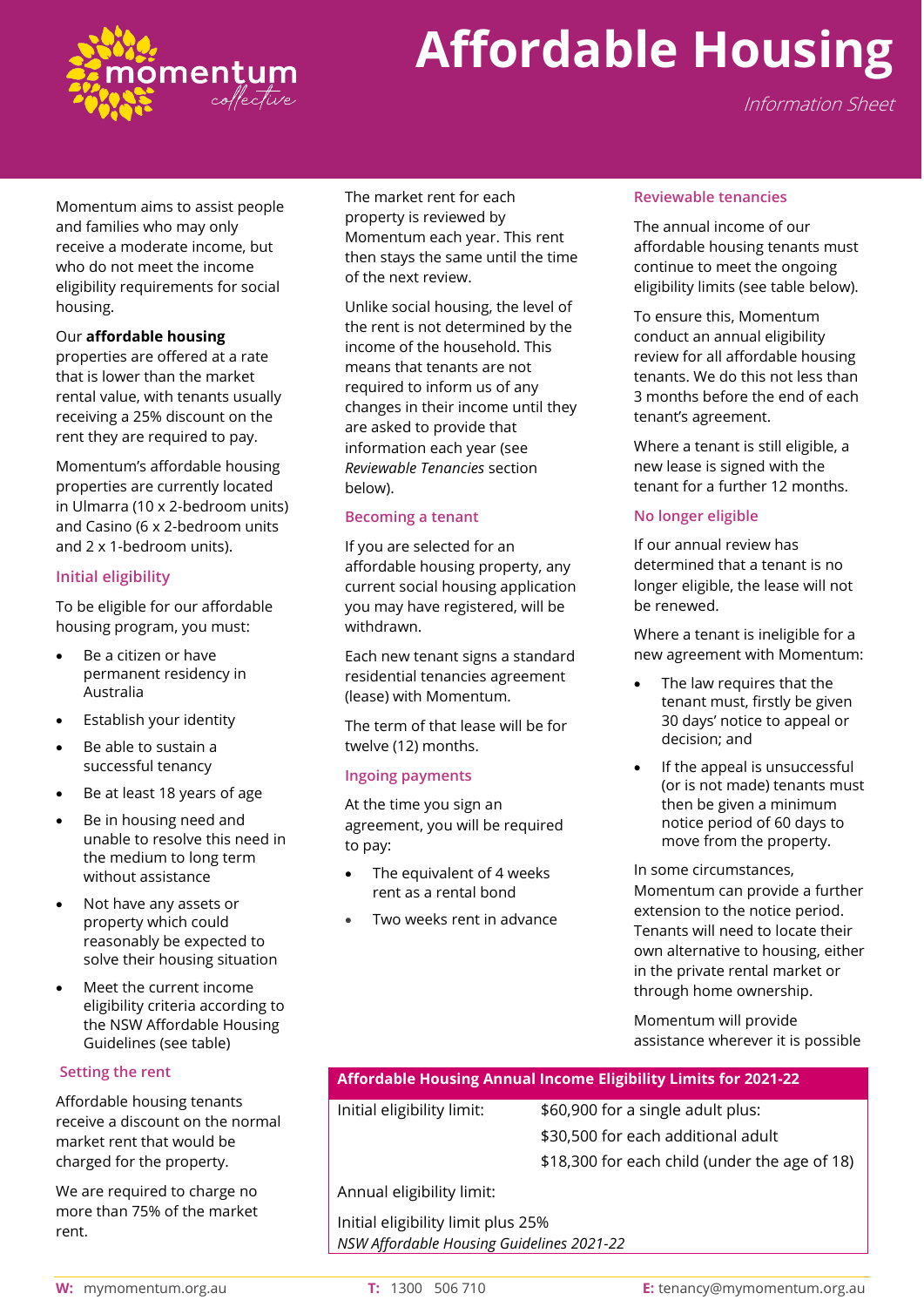# Affordable Housing

*Information Sheet*

Momentum aims to assist people and families who may only receive a moderate income, but who do not meet the income eligibility requirements for social housing.

Our **affordable housing** properties are offered at a rate that is lower than the market rental value, with tenants usually receiving a 25% discount on the rent they are required to pay.

Momentum's affordable housing properties are currently located in Ulmarra (10 x 2-bedroom units) and Casino (6 x 2-bedroom units and 2 x 1-bedroom units).

## Initial eligibility

To be eligible for our affordable housing program, you must:

- Be a citizen or have permanent residency in Australia
- Establish your identity
- Be able to sustain a successful tenancy
- Be at least 18 years of age
- Be in housing need and unable to resolve this need in the medium to long term without assistance
- Not have any assets or property which could reasonably be expected to solve their housing situation
- Meet the current income eligibility criteria according to the NSW Affordable Housing Guidelines (see table)

## Setting the rent

Affordable housing tenants receive a discount on the normal market rent that would be charged for the property.

We are required to charge no more than 75% of the market rent.

The market rent for each property is reviewed by Momentum each year. This rent then stays the same until the time of the next review.

Unlike social housing, the level of the rent is not determined by the income of the household. This means that tenants are not required to inform us of any changes in their income until they are asked to provide that information each year (see *Reviewable Tenancies* section below).

## Becoming a tenant

If you are selected for an affordable housing property, any current social housing application you may have registered, will be withdrawn.

Each new tenant signs a standard residential tenancies agreement (lease) with Momentum.

The term of that lease will be for twelve (12) months.

## Ingoing payments

At the time you sign an agreement, you will be required to pay:

- The equivalent of 4 weeks rent as a rental bond
- Two weeks rent in advance

## Reviewable tenancies

The annual income of our affordable housing tenants must continue to meet the ongoing eligibility limits (see table below).

To ensure this, Momentum conduct an annual eligibility review for all affordable housing tenants. We do this not less than 3 months before the end of each tenant's agreement.

Where a tenant is still eligible, a new lease is signed with the tenant for a further 12 months.

## No longer eligible

If our annual review has determined that a tenant is no longer eligible, the lease will not be renewed.

Where a tenant is ineligible for a new agreement with Momentum:

- The law requires that the tenant must, firstly be given 30 days' notice to appeal or decision; and
- If the appeal is unsuccessful (or is not made) tenants must then be given a minimum notice period of 60 days to move from the property.

In some circumstances, Momentum can provide a further extension to the notice period. Tenants will need to locate their own alternative to housing, either in the private rental market or through home ownership.

Momentum will provide assistance wherever it is possible

| Affordable Housing Annual Income Eligibility Limits for 2021-22 | |
|---|---|
| Initial eligibility limit: | $60,900 for a single adult plus:<br>$30,500 for each additional adult<br>$18,300 for each child (under the age of 18) |
| Annual eligibility limit: | |
| Initial eligibility limit plus 25%<br>*NSW Affordable Housing Guidelines 2021-22* | |

**W:** mymomentum.org.au **T:** 1300 506 710 **E:** tenancy@mymomentum.org.au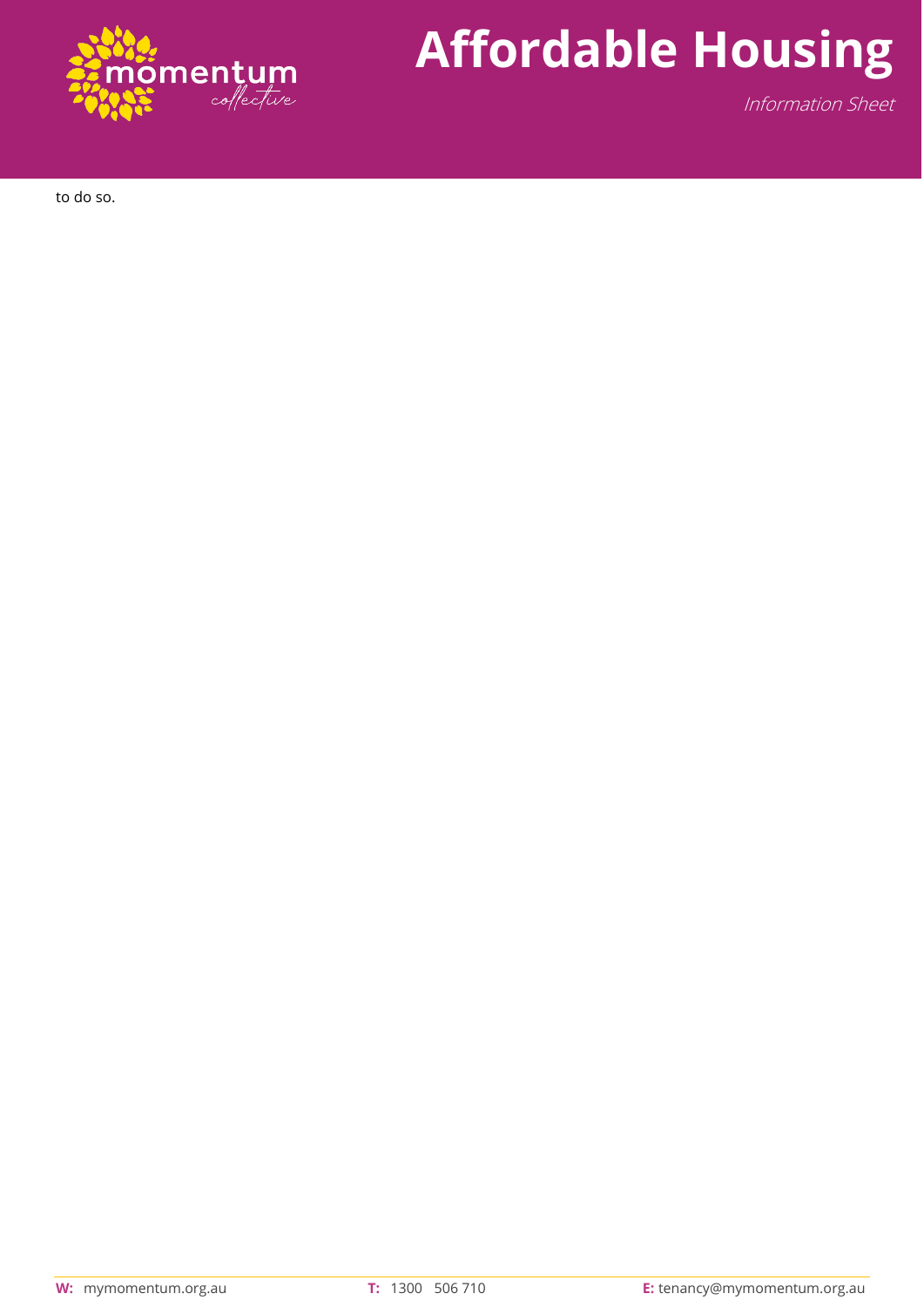to do so.